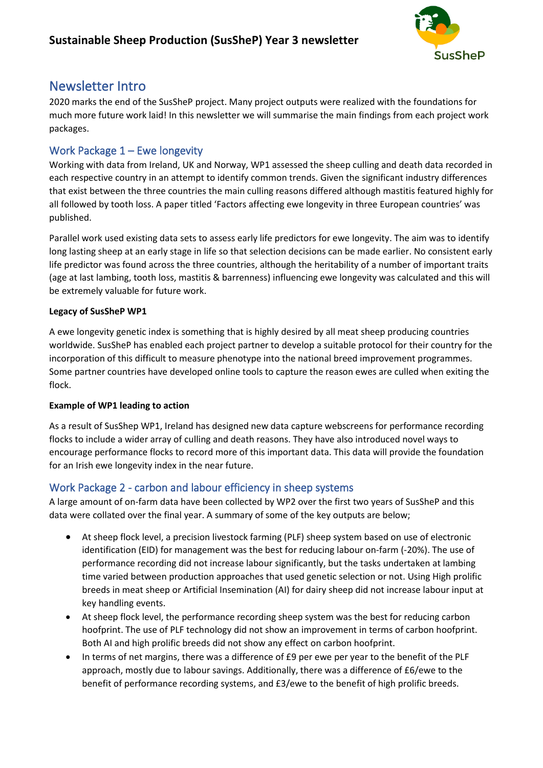# Sustainable Sheep Production (SusSheP) Year 3 newsletter

## Newsletter Intro

2020 marks the end of the SusSheP project. Many project outputs were realized with the foundations for much more future work laid! In this newsletter we will summarise the main findings from each project work packages.

## Work Package 1 – Ewe longevity

Working with data from Ireland, UK and Norway, WP1 assessed the sheep culling and death data recorded in each respective country in an attempt to identify common trends. Given the significant industry differences that exist between the three countries the main culling reasons differed although mastitis featured highly for all followed by tooth loss. A paper titled 'Factors affecting ewe longevity in three European countries' was published.

Parallel work used existing data sets to assess early life predictors for ewe longevity. The aim was to identify long lasting sheep at an early stage in life so that selection decisions can be made earlier. No consistent early life predictor was found across the three countries, although the heritability of a number of important traits (age at last lambing, tooth loss, mastitis & barrenness) influencing ewe longevity was calculated and this will be extremely valuable for future work.

**Legacy of SusSheP WP1**

A ewe longevity genetic index is something that is highly desired by all meat sheep producing countries worldwide. SusSheP has enabled each project partner to develop a suitable protocol for their country for the incorporation of this difficult to measure phenotype into the national breed improvement programmes. Some partner countries have developed online tools to capture the reason ewes are culled when exiting the flock.

**Example of WP1 leading to action**

As a result of SusShep WP1, Ireland has designed new data capture webscreens for performance recording flocks to include a wider array of culling and death reasons. They have also introduced novel ways to encourage performance flocks to record more of this important data. This data will provide the foundation for an Irish ewe longevity index in the near future.

## Work Package 2 - carbon and labour efficiency in sheep systems

A large amount of on-farm data have been collected by WP2 over the first two years of SusSheP and this data were collated over the final year. A summary of some of the key outputs are below;

- At sheep flock level, a precision livestock farming (PLF) sheep system based on use of electronic identification (EID) for management was the best for reducing labour on-farm (-20%). The use of performance recording did not increase labour significantly, but the tasks undertaken at lambing time varied between production approaches that used genetic selection or not. Using High prolific breeds in meat sheep or Artificial Insemination (AI) for dairy sheep did not increase labour input at key handling events.
- At sheep flock level, the performance recording sheep system was the best for reducing carbon hoofprint. The use of PLF technology did not show an improvement in terms of carbon hoofprint. Both AI and high prolific breeds did not show any effect on carbon hoofprint.
- In terms of net margins, there was a difference of £9 per ewe per year to the benefit of the PLF approach, mostly due to labour savings. Additionally, there was a difference of £6/ewe to the benefit of performance recording systems, and £3/ewe to the benefit of high prolific breeds.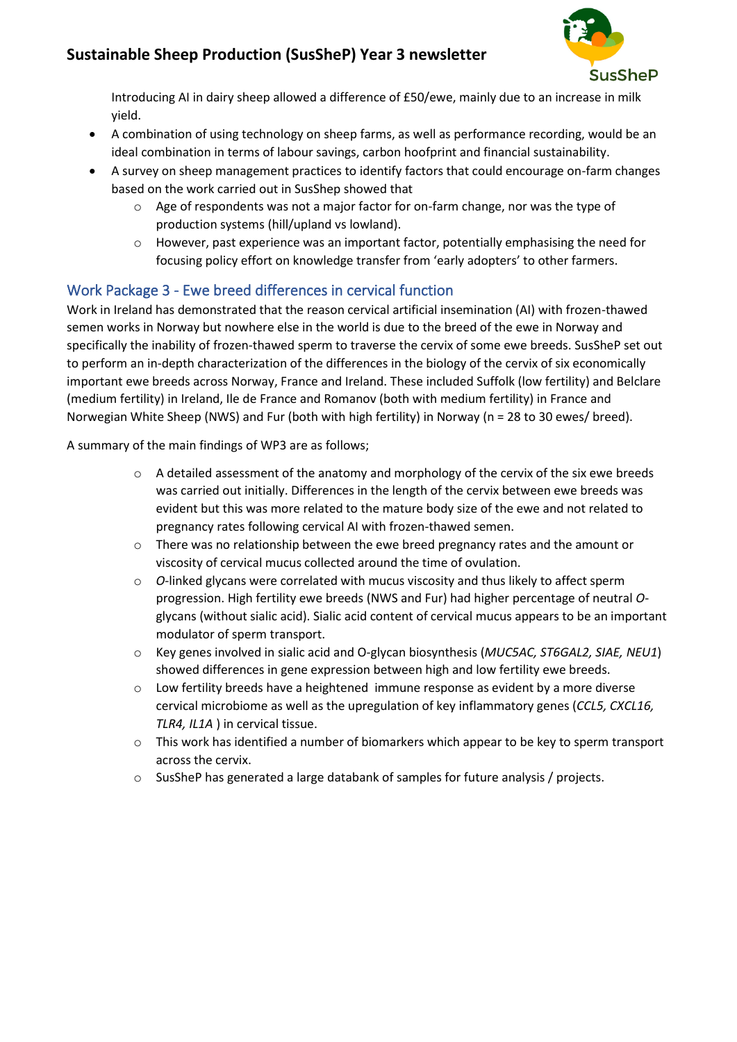Introducing AI in dairy sheep allowed a difference of £50/ewe, mainly due to an increase in milk yield.

- A combination of using technology on sheep farms, as well as performance recording, would be an ideal combination in terms of labour savings, carbon hoofprint and financial sustainability.
- A survey on sheep management practices to identify factors that could encourage on-farm changes based on the work carried out in SusShep showed that
  - Age of respondents was not a major factor for on-farm change, nor was the type of production systems (hill/upland vs lowland).
  - However, past experience was an important factor, potentially emphasising the need for focusing policy effort on knowledge transfer from 'early adopters' to other farmers.

## Work Package 3 - Ewe breed differences in cervical function

Work in Ireland has demonstrated that the reason cervical artificial insemination (AI) with frozen-thawed semen works in Norway but nowhere else in the world is due to the breed of the ewe in Norway and specifically the inability of frozen-thawed sperm to traverse the cervix of some ewe breeds. SusSheP set out to perform an in-depth characterization of the differences in the biology of the cervix of six economically important ewe breeds across Norway, France and Ireland. These included Suffolk (low fertility) and Belclare (medium fertility) in Ireland, Ile de France and Romanov (both with medium fertility) in France and Norwegian White Sheep (NWS) and Fur (both with high fertility) in Norway (n = 28 to 30 ewes/ breed).

A summary of the main findings of WP3 are as follows;

- A detailed assessment of the anatomy and morphology of the cervix of the six ewe breeds was carried out initially. Differences in the length of the cervix between ewe breeds was evident but this was more related to the mature body size of the ewe and not related to pregnancy rates following cervical AI with frozen-thawed semen.
- There was no relationship between the ewe breed pregnancy rates and the amount or viscosity of cervical mucus collected around the time of ovulation.
- *O*-linked glycans were correlated with mucus viscosity and thus likely to affect sperm progression. High fertility ewe breeds (NWS and Fur) had higher percentage of neutral *O*-glycans (without sialic acid). Sialic acid content of cervical mucus appears to be an important modulator of sperm transport.
- Key genes involved in sialic acid and O-glycan biosynthesis (*MUC5AC, ST6GAL2, SIAE, NEU1*) showed differences in gene expression between high and low fertility ewe breeds.
- Low fertility breeds have a heightened immune response as evident by a more diverse cervical microbiome as well as the upregulation of key inflammatory genes (*CCL5, CXCL16, TLR4, IL1A* ) in cervical tissue.
- This work has identified a number of biomarkers which appear to be key to sperm transport across the cervix.
- SusSheP has generated a large databank of samples for future analysis / projects.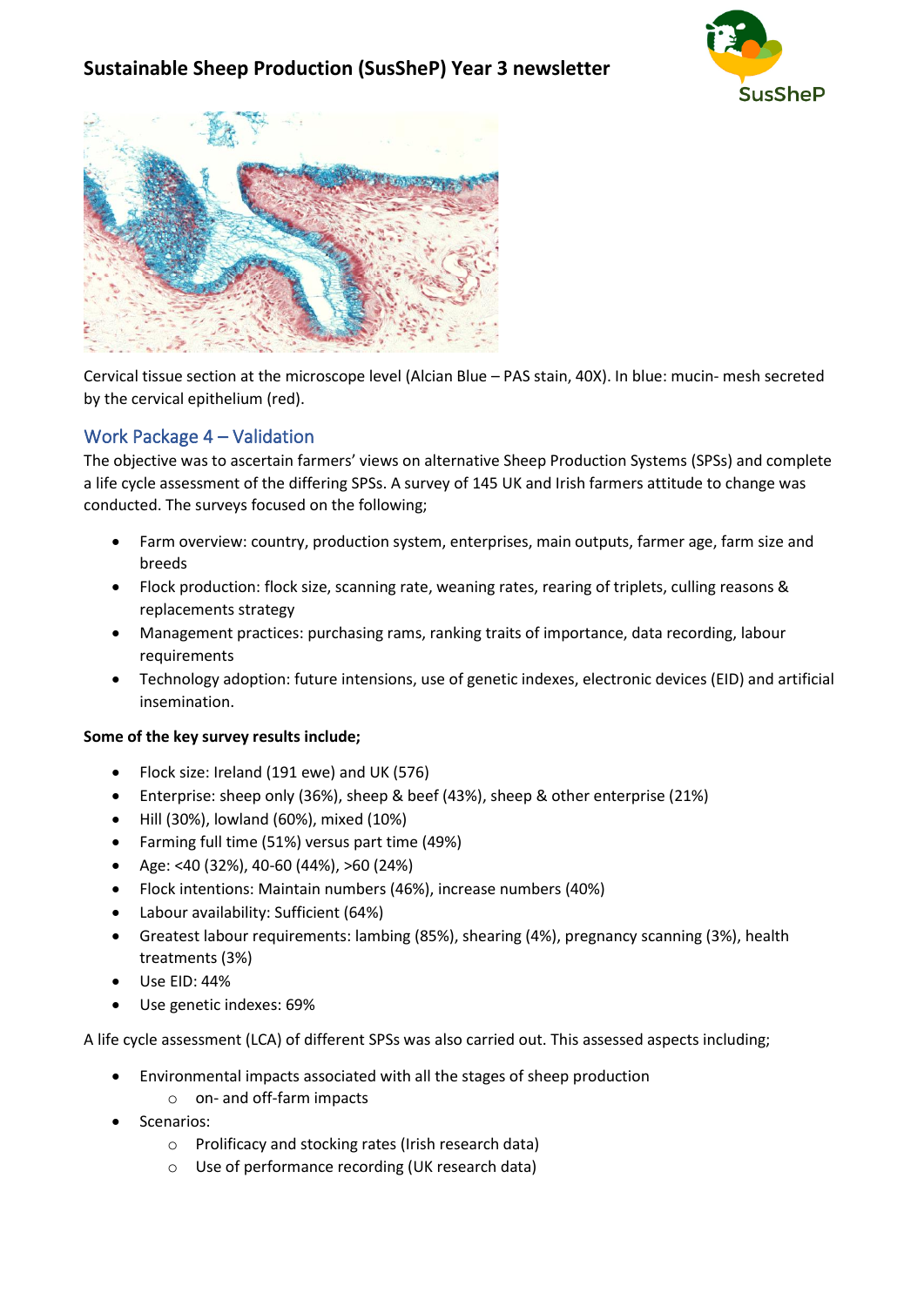## Sustainable Sheep Production (SusSheP) Year 3 newsletter

Cervical tissue section at the microscope level (Alcian Blue – PAS stain, 40X). In blue: mucin- mesh secreted by the cervical epithelium (red).

### Work Package 4 – Validation

The objective was to ascertain farmers' views on alternative Sheep Production Systems (SPSs) and complete a life cycle assessment of the differing SPSs. A survey of 145 UK and Irish farmers attitude to change was conducted. The surveys focused on the following;

- Farm overview: country, production system, enterprises, main outputs, farmer age, farm size and breeds
- Flock production: flock size, scanning rate, weaning rates, rearing of triplets, culling reasons & replacements strategy
- Management practices: purchasing rams, ranking traits of importance, data recording, labour requirements
- Technology adoption: future intensions, use of genetic indexes, electronic devices (EID) and artificial insemination.

**Some of the key survey results include;**

- Flock size: Ireland (191 ewe) and UK (576)
- Enterprise: sheep only (36%), sheep & beef (43%), sheep & other enterprise (21%)
- Hill (30%), lowland (60%), mixed (10%)
- Farming full time (51%) versus part time (49%)
- Age: <40 (32%), 40-60 (44%), >60 (24%)
- Flock intentions: Maintain numbers (46%), increase numbers (40%)
- Labour availability: Sufficient (64%)
- Greatest labour requirements: lambing (85%), shearing (4%), pregnancy scanning (3%), health treatments (3%)
- Use EID: 44%
- Use genetic indexes: 69%

A life cycle assessment (LCA) of different SPSs was also carried out. This assessed aspects including;

- Environmental impacts associated with all the stages of sheep production
  - on- and off-farm impacts
- Scenarios:
  - Prolificacy and stocking rates (Irish research data)
  - Use of performance recording (UK research data)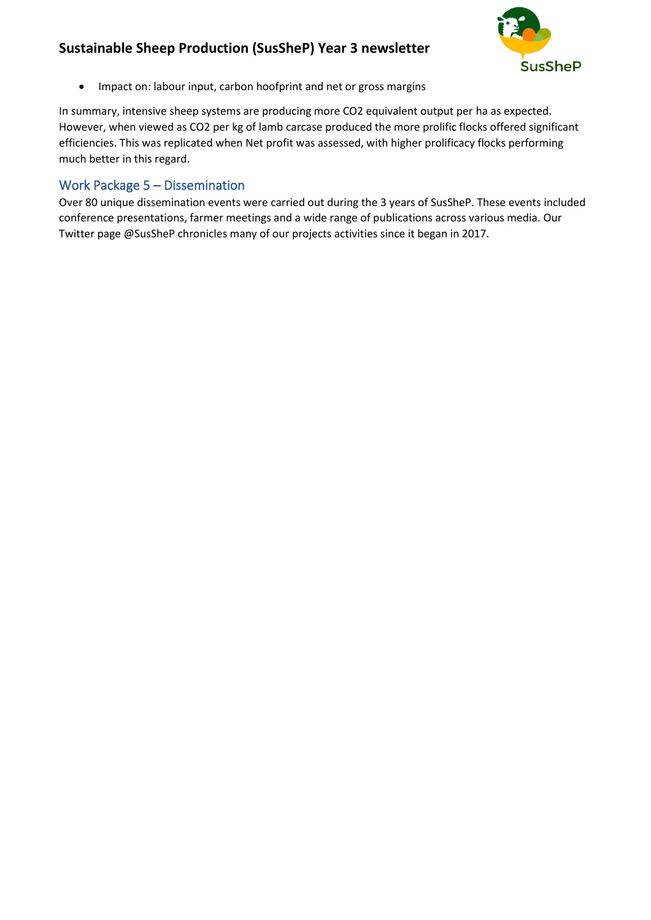- Impact on: labour input, carbon hoofprint and net or gross margins

In summary, intensive sheep systems are producing more $CO_2$ equivalent output per ha as expected. However, when viewed as $CO_2$ per kg of lamb carcase produced the more prolific flocks offered significant efficiencies. This was replicated when Net profit was assessed, with higher prolificacy flocks performing much better in this regard.

## Work Package 5 – Dissemination

Over 80 unique dissemination events were carried out during the 3 years of SusSheP. These events included conference presentations, farmer meetings and a wide range of publications across various media. Our Twitter page @SusSheP chronicles many of our projects activities since it began in 2017.